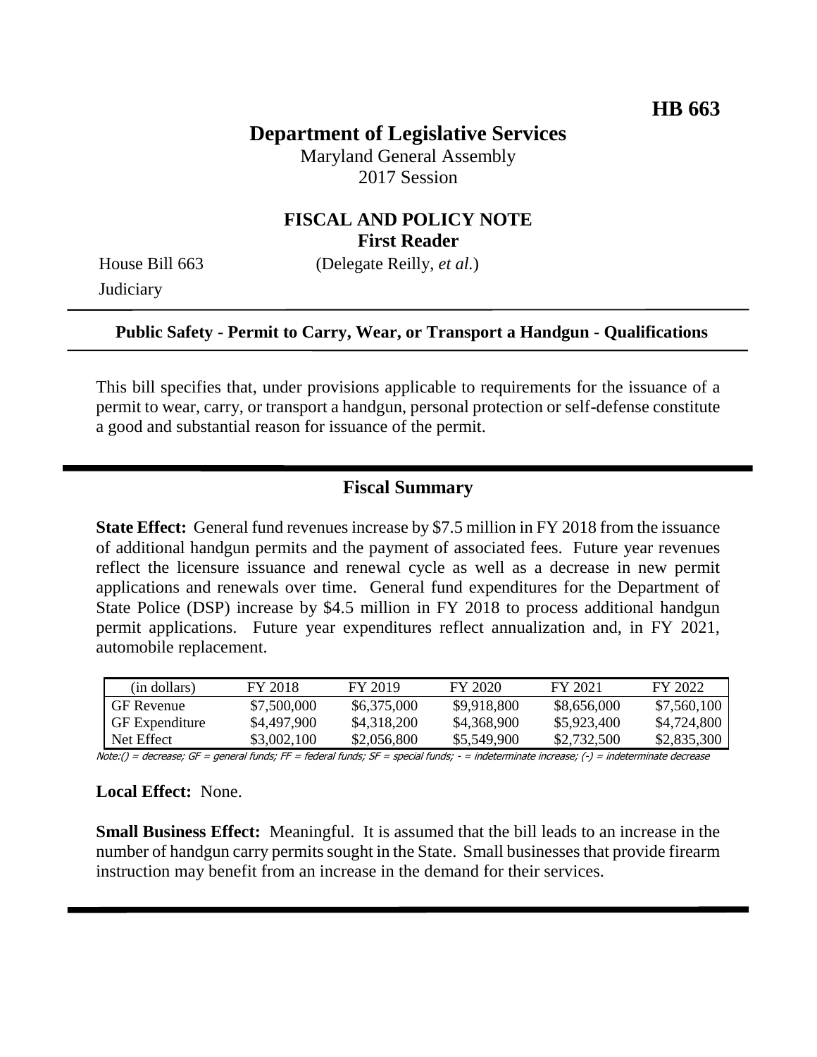**HB 663**

# Department of Legislative Services

Maryland General Assembly
2017 Session

## FISCAL AND POLICY NOTE
**First Reader**

House Bill 663 (Delegate Reilly, *et al.*)
Judiciary

**Public Safety - Permit to Carry, Wear, or Transport a Handgun - Qualifications**

This bill specifies that, under provisions applicable to requirements for the issuance of a permit to wear, carry, or transport a handgun, personal protection or self-defense constitute a good and substantial reason for issuance of the permit.

## Fiscal Summary

**State Effect:** General fund revenues increase by $7.5 million in FY 2018 from the issuance of additional handgun permits and the payment of associated fees. Future year revenues reflect the licensure issuance and renewal cycle as well as a decrease in new permit applications and renewals over time. General fund expenditures for the Department of State Police (DSP) increase by $4.5 million in FY 2018 to process additional handgun permit applications. Future year expenditures reflect annualization and, in FY 2021, automobile replacement.

| (in dollars) | FY 2018 | FY 2019 | FY 2020 | FY 2021 | FY 2022 |
|---|---|---|---|---|---|
| GF Revenue | $7,500,000 | $6,375,000 | $9,918,800 | $8,656,000 | $7,560,100 |
| GF Expenditure | $4,497,900 | $4,318,200 | $4,368,900 | $5,923,400 | $4,724,800 |
| Net Effect | $3,002,100 | $2,056,800 | $5,549,900 | $2,732,500 | $2,835,300 |

Note:() = decrease; GF = general funds; FF = federal funds; SF = special funds; - = indeterminate increase; (-) = indeterminate decrease

**Local Effect:** None.

**Small Business Effect:** Meaningful. It is assumed that the bill leads to an increase in the number of handgun carry permits sought in the State. Small businesses that provide firearm instruction may benefit from an increase in the demand for their services.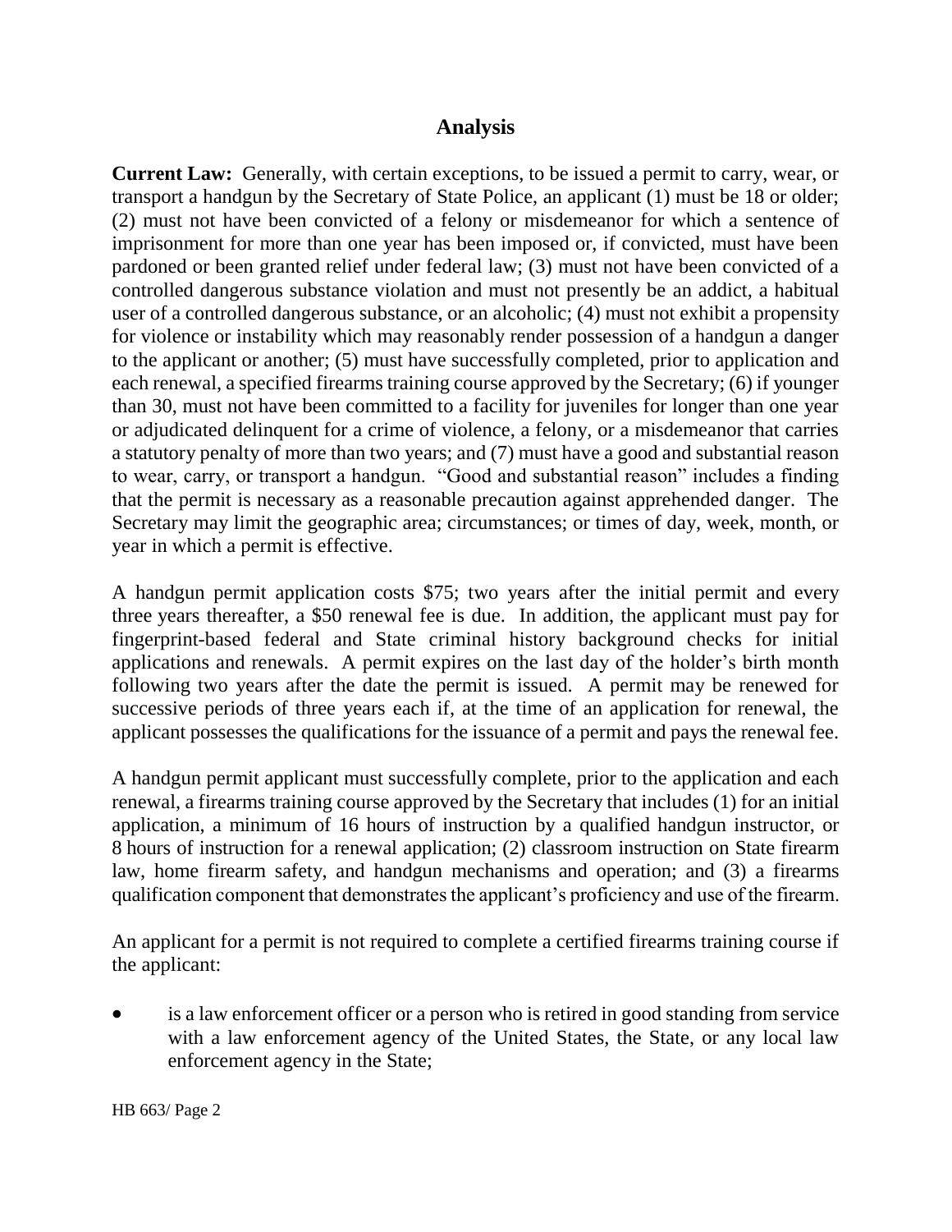## Analysis

**Current Law:** Generally, with certain exceptions, to be issued a permit to carry, wear, or transport a handgun by the Secretary of State Police, an applicant (1) must be 18 or older; (2) must not have been convicted of a felony or misdemeanor for which a sentence of imprisonment for more than one year has been imposed or, if convicted, must have been pardoned or been granted relief under federal law; (3) must not have been convicted of a controlled dangerous substance violation and must not presently be an addict, a habitual user of a controlled dangerous substance, or an alcoholic; (4) must not exhibit a propensity for violence or instability which may reasonably render possession of a handgun a danger to the applicant or another; (5) must have successfully completed, prior to application and each renewal, a specified firearms training course approved by the Secretary; (6) if younger than 30, must not have been committed to a facility for juveniles for longer than one year or adjudicated delinquent for a crime of violence, a felony, or a misdemeanor that carries a statutory penalty of more than two years; and (7) must have a good and substantial reason to wear, carry, or transport a handgun. "Good and substantial reason" includes a finding that the permit is necessary as a reasonable precaution against apprehended danger. The Secretary may limit the geographic area; circumstances; or times of day, week, month, or year in which a permit is effective.

A handgun permit application costs \$75; two years after the initial permit and every three years thereafter, a \$50 renewal fee is due. In addition, the applicant must pay for fingerprint-based federal and State criminal history background checks for initial applications and renewals. A permit expires on the last day of the holder's birth month following two years after the date the permit is issued. A permit may be renewed for successive periods of three years each if, at the time of an application for renewal, the applicant possesses the qualifications for the issuance of a permit and pays the renewal fee.

A handgun permit applicant must successfully complete, prior to the application and each renewal, a firearms training course approved by the Secretary that includes (1) for an initial application, a minimum of 16 hours of instruction by a qualified handgun instructor, or 8 hours of instruction for a renewal application; (2) classroom instruction on State firearm law, home firearm safety, and handgun mechanisms and operation; and (3) a firearms qualification component that demonstrates the applicant's proficiency and use of the firearm.

An applicant for a permit is not required to complete a certified firearms training course if the applicant:

- is a law enforcement officer or a person who is retired in good standing from service with a law enforcement agency of the United States, the State, or any local law enforcement agency in the State;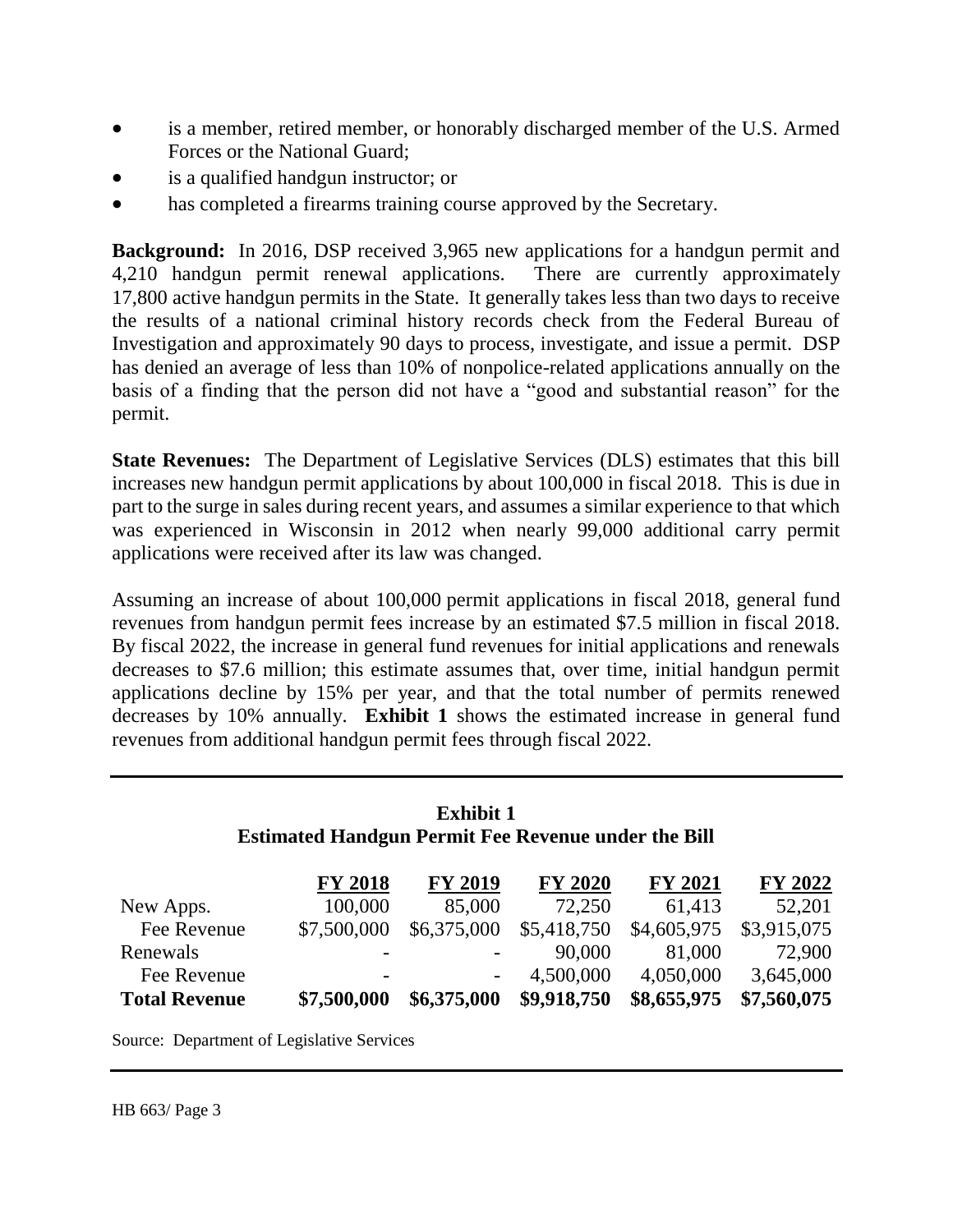- is a member, retired member, or honorably discharged member of the U.S. Armed Forces or the National Guard;
- is a qualified handgun instructor; or
- has completed a firearms training course approved by the Secretary.

**Background:** In 2016, DSP received 3,965 new applications for a handgun permit and 4,210 handgun permit renewal applications. There are currently approximately 17,800 active handgun permits in the State. It generally takes less than two days to receive the results of a national criminal history records check from the Federal Bureau of Investigation and approximately 90 days to process, investigate, and issue a permit. DSP has denied an average of less than 10% of nonpolice-related applications annually on the basis of a finding that the person did not have a "good and substantial reason" for the permit.

**State Revenues:** The Department of Legislative Services (DLS) estimates that this bill increases new handgun permit applications by about 100,000 in fiscal 2018. This is due in part to the surge in sales during recent years, and assumes a similar experience to that which was experienced in Wisconsin in 2012 when nearly 99,000 additional carry permit applications were received after its law was changed.

Assuming an increase of about 100,000 permit applications in fiscal 2018, general fund revenues from handgun permit fees increase by an estimated $7.5 million in fiscal 2018. By fiscal 2022, the increase in general fund revenues for initial applications and renewals decreases to $7.6 million; this estimate assumes that, over time, initial handgun permit applications decline by 15% per year, and that the total number of permits renewed decreases by 10% annually. **Exhibit 1** shows the estimated increase in general fund revenues from additional handgun permit fees through fiscal 2022.

**Exhibit 1**
**Estimated Handgun Permit Fee Revenue under the Bill**

| | FY 2018 | FY 2019 | FY 2020 | FY 2021 | FY 2022 |
|---|---|---|---|---|---|
| New Apps. | 100,000 | 85,000 | 72,250 | 61,413 | 52,201 |
| Fee Revenue | $7,500,000 | $6,375,000 | $5,418,750 | $4,605,975 | $3,915,075 |
| Renewals | - | - | 90,000 | 81,000 | 72,900 |
| Fee Revenue | - | - | 4,500,000 | 4,050,000 | 3,645,000 |
| **Total Revenue** | **$7,500,000** | **$6,375,000** | **$9,918,750** | **$8,655,975** | **$7,560,075** |

Source: Department of Legislative Services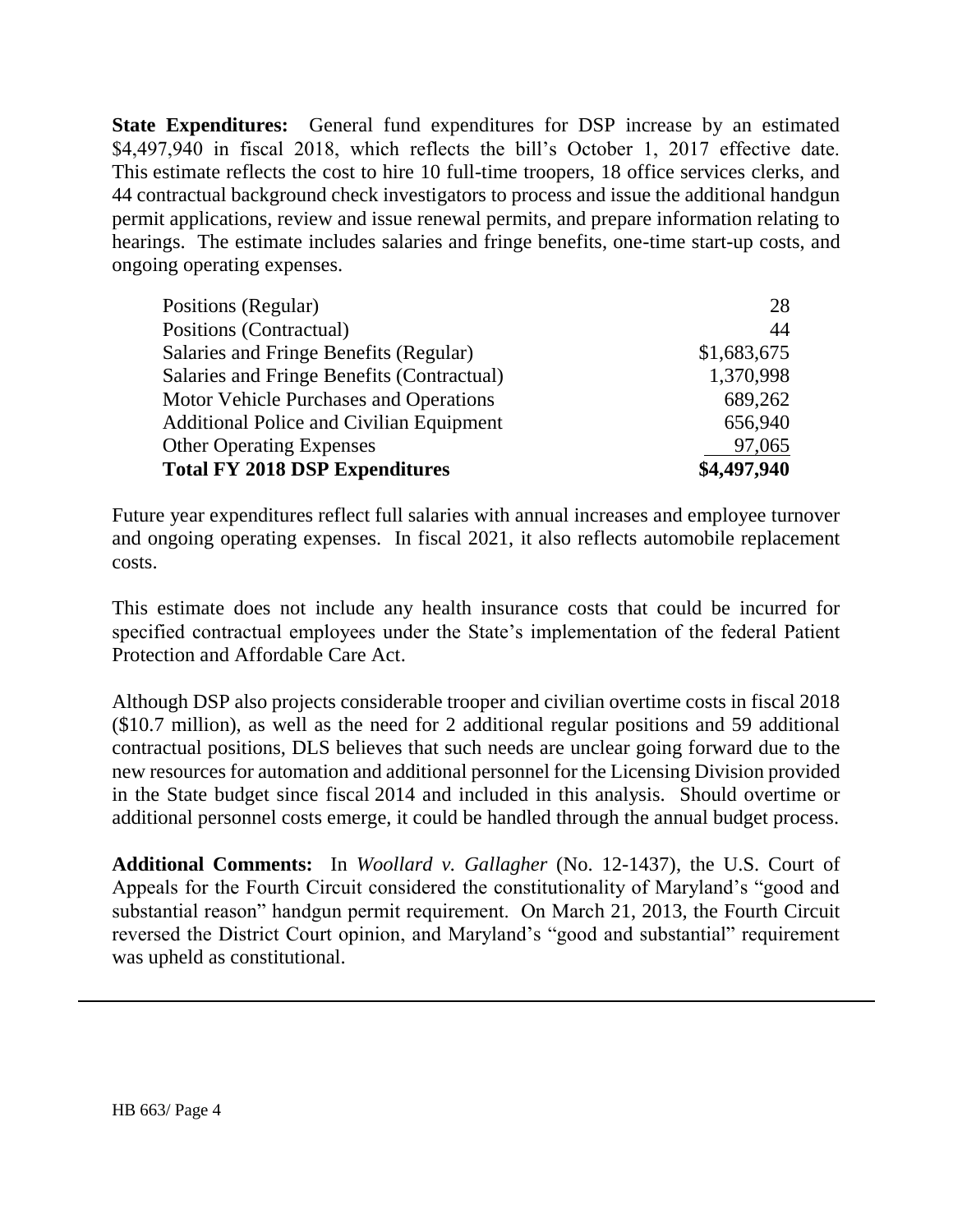**State Expenditures:** General fund expenditures for DSP increase by an estimated $4,497,940 in fiscal 2018, which reflects the bill's October 1, 2017 effective date. This estimate reflects the cost to hire 10 full-time troopers, 18 office services clerks, and 44 contractual background check investigators to process and issue the additional handgun permit applications, review and issue renewal permits, and prepare information relating to hearings. The estimate includes salaries and fringe benefits, one-time start-up costs, and ongoing operating expenses.

| | |
|---|---:|
| Positions (Regular) | 28 |
| Positions (Contractual) | 44 |
| Salaries and Fringe Benefits (Regular) | $1,683,675 |
| Salaries and Fringe Benefits (Contractual) | 1,370,998 |
| Motor Vehicle Purchases and Operations | 689,262 |
| Additional Police and Civilian Equipment | 656,940 |
| Other Operating Expenses | 97,065 |
| **Total FY 2018 DSP Expenditures** | **$4,497,940** |

Future year expenditures reflect full salaries with annual increases and employee turnover and ongoing operating expenses. In fiscal 2021, it also reflects automobile replacement costs.

This estimate does not include any health insurance costs that could be incurred for specified contractual employees under the State's implementation of the federal Patient Protection and Affordable Care Act.

Although DSP also projects considerable trooper and civilian overtime costs in fiscal 2018 ($10.7 million), as well as the need for 2 additional regular positions and 59 additional contractual positions, DLS believes that such needs are unclear going forward due to the new resources for automation and additional personnel for the Licensing Division provided in the State budget since fiscal 2014 and included in this analysis. Should overtime or additional personnel costs emerge, it could be handled through the annual budget process.

**Additional Comments:** In *Woollard v. Gallagher* (No. 12-1437), the U.S. Court of Appeals for the Fourth Circuit considered the constitutionality of Maryland's "good and substantial reason" handgun permit requirement. On March 21, 2013, the Fourth Circuit reversed the District Court opinion, and Maryland's "good and substantial" requirement was upheld as constitutional.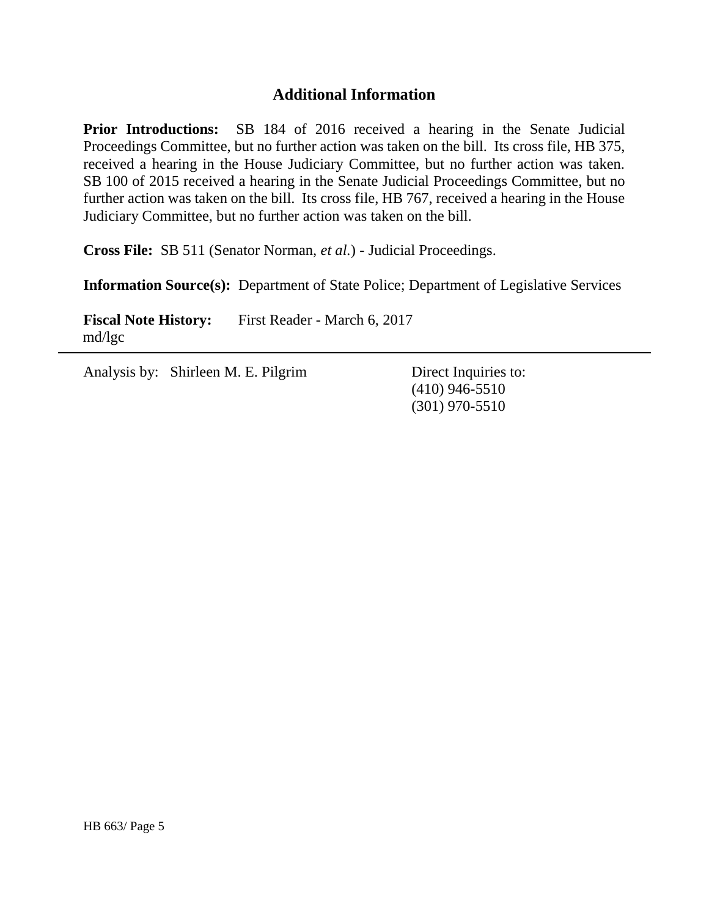## Additional Information

**Prior Introductions:** SB 184 of 2016 received a hearing in the Senate Judicial Proceedings Committee, but no further action was taken on the bill. Its cross file, HB 375, received a hearing in the House Judiciary Committee, but no further action was taken. SB 100 of 2015 received a hearing in the Senate Judicial Proceedings Committee, but no further action was taken on the bill. Its cross file, HB 767, received a hearing in the House Judiciary Committee, but no further action was taken on the bill.

**Cross File:** SB 511 (Senator Norman, *et al.*) - Judicial Proceedings.

**Information Source(s):** Department of State Police; Department of Legislative Services

**Fiscal Note History:** First Reader - March 6, 2017
md/lgc

---

Analysis by: Shirleen M. E. Pilgrim

Direct Inquiries to:
(410) 946-5510
(301) 970-5510